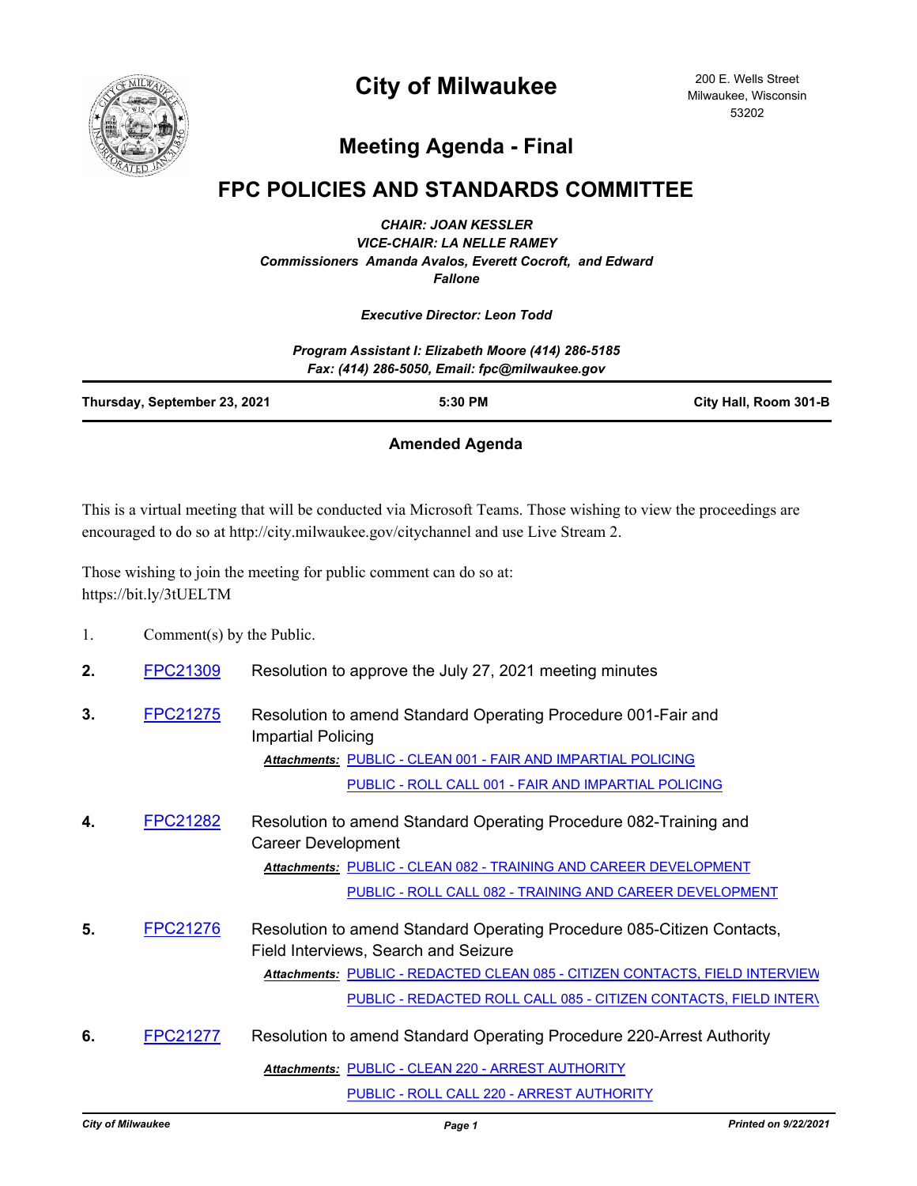# City of Milwaukee

200 E. Wells Street
Milwaukee, Wisconsin
53202

## Meeting Agenda - Final

## FPC POLICIES AND STANDARDS COMMITTEE

*CHAIR: JOAN KESSLER*
*VICE-CHAIR: LA NELLE RAMEY*
*Commissioners Amanda Avalos, Everett Cocroft, and Edward Fallone*

*Executive Director: Leon Todd*

*Program Assistant I: Elizabeth Moore (414) 286-5185*
*Fax: (414) 286-5050, Email: fpc@milwaukee.gov*

| Thursday, September 23, 2021 | 5:30 PM | City Hall, Room 301-B |
|---|---|---|

**Amended Agenda**

This is a virtual meeting that will be conducted via Microsoft Teams. Those wishing to view the proceedings are encouraged to do so at http://city.milwaukee.gov/citychannel and use Live Stream 2.

Those wishing to join the meeting for public comment can do so at:
https://bit.ly/3tUELTM

1. Comment(s) by the Public.

**2.** FPC21309 Resolution to approve the July 27, 2021 meeting minutes

**3.** FPC21275 Resolution to amend Standard Operating Procedure 001-Fair and Impartial Policing

*Attachments:* PUBLIC - CLEAN 001 - FAIR AND IMPARTIAL POLICING
PUBLIC - ROLL CALL 001 - FAIR AND IMPARTIAL POLICING

**4.** FPC21282 Resolution to amend Standard Operating Procedure 082-Training and Career Development

*Attachments:* PUBLIC - CLEAN 082 - TRAINING AND CAREER DEVELOPMENT
PUBLIC - ROLL CALL 082 - TRAINING AND CAREER DEVELOPMENT

**5.** FPC21276 Resolution to amend Standard Operating Procedure 085-Citizen Contacts, Field Interviews, Search and Seizure

*Attachments:* PUBLIC - REDACTED CLEAN 085 - CITIZEN CONTACTS, FIELD INTERVIEW
PUBLIC - REDACTED ROLL CALL 085 - CITIZEN CONTACTS, FIELD INTER\

**6.** FPC21277 Resolution to amend Standard Operating Procedure 220-Arrest Authority

*Attachments:* PUBLIC - CLEAN 220 - ARREST AUTHORITY
PUBLIC - ROLL CALL 220 - ARREST AUTHORITY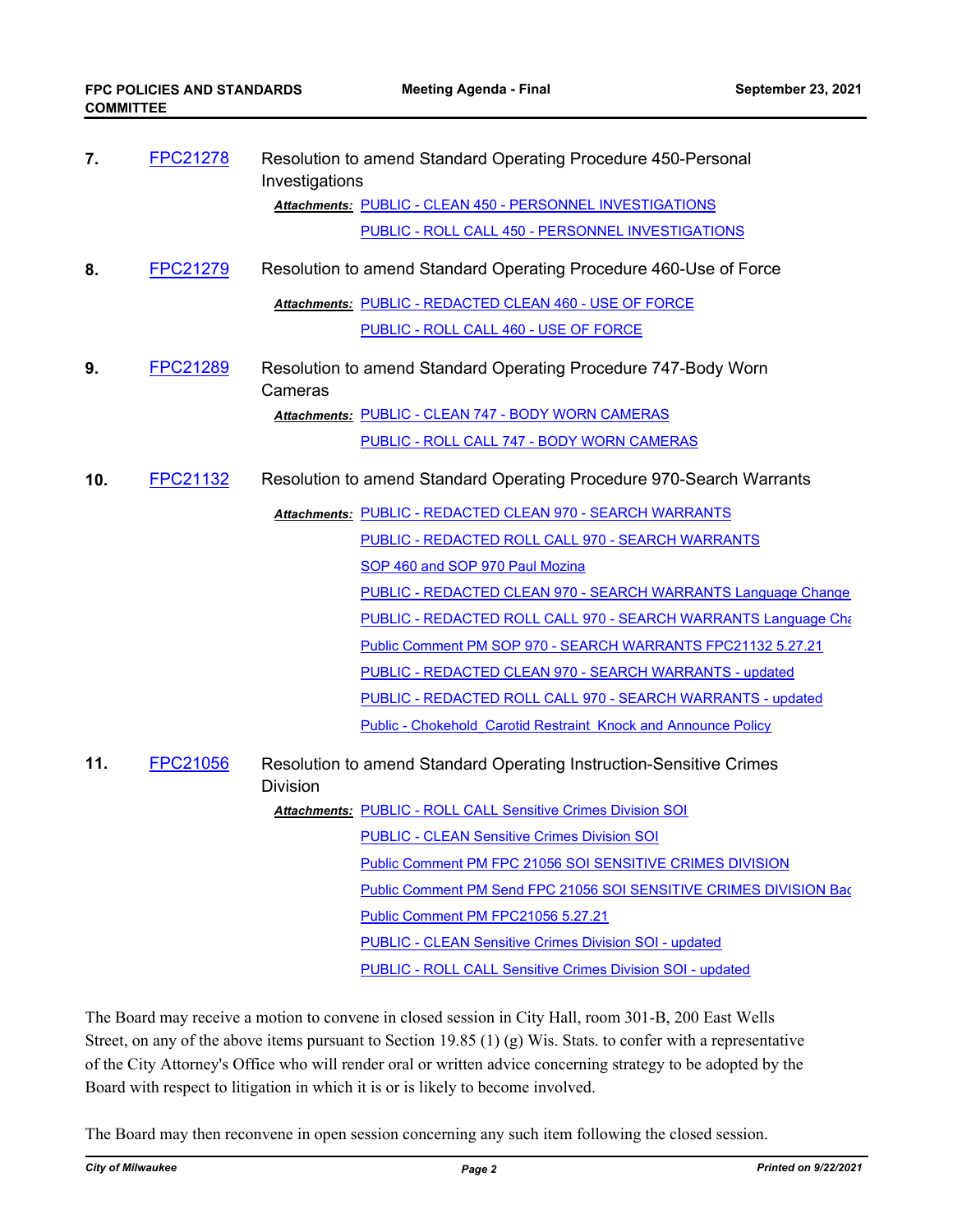7. **FPC21278** Resolution to amend Standard Operating Procedure 450-Personal Investigations

   ***Attachments:*** PUBLIC - CLEAN 450 - PERSONNEL INVESTIGATIONS
   PUBLIC - ROLL CALL 450 - PERSONNEL INVESTIGATIONS

8. **FPC21279** Resolution to amend Standard Operating Procedure 460-Use of Force

   ***Attachments:*** PUBLIC - REDACTED CLEAN 460 - USE OF FORCE
   PUBLIC - ROLL CALL 460 - USE OF FORCE

9. **FPC21289** Resolution to amend Standard Operating Procedure 747-Body Worn Cameras

   ***Attachments:*** PUBLIC - CLEAN 747 - BODY WORN CAMERAS
   PUBLIC - ROLL CALL 747 - BODY WORN CAMERAS

10. **FPC21132** Resolution to amend Standard Operating Procedure 970-Search Warrants

    ***Attachments:*** PUBLIC - REDACTED CLEAN 970 - SEARCH WARRANTS
    PUBLIC - REDACTED ROLL CALL 970 - SEARCH WARRANTS
    SOP 460 and SOP 970 Paul Mozina
    PUBLIC - REDACTED CLEAN 970 - SEARCH WARRANTS Language Change
    PUBLIC - REDACTED ROLL CALL 970 - SEARCH WARRANTS Language Cha
    Public Comment PM SOP 970 - SEARCH WARRANTS FPC21132 5.27.21
    PUBLIC - REDACTED CLEAN 970 - SEARCH WARRANTS - updated
    PUBLIC - REDACTED ROLL CALL 970 - SEARCH WARRANTS - updated
    Public - Chokehold_Carotid Restraint_Knock and Announce Policy

11. **FPC21056** Resolution to amend Standard Operating Instruction-Sensitive Crimes Division

    ***Attachments:*** PUBLIC - ROLL CALL Sensitive Crimes Division SOI
    PUBLIC - CLEAN Sensitive Crimes Division SOI
    Public Comment PM FPC 21056 SOI SENSITIVE CRIMES DIVISION
    Public Comment PM Send FPC 21056 SOI SENSITIVE CRIMES DIVISION Bac
    Public Comment PM FPC21056 5.27.21
    PUBLIC - CLEAN Sensitive Crimes Division SOI - updated
    PUBLIC - ROLL CALL Sensitive Crimes Division SOI - updated

The Board may receive a motion to convene in closed session in City Hall, room 301-B, 200 East Wells Street, on any of the above items pursuant to Section 19.85 (1) (g) Wis. Stats. to confer with a representative of the City Attorney's Office who will render oral or written advice concerning strategy to be adopted by the Board with respect to litigation in which it is or is likely to become involved.

The Board may then reconvene in open session concerning any such item following the closed session.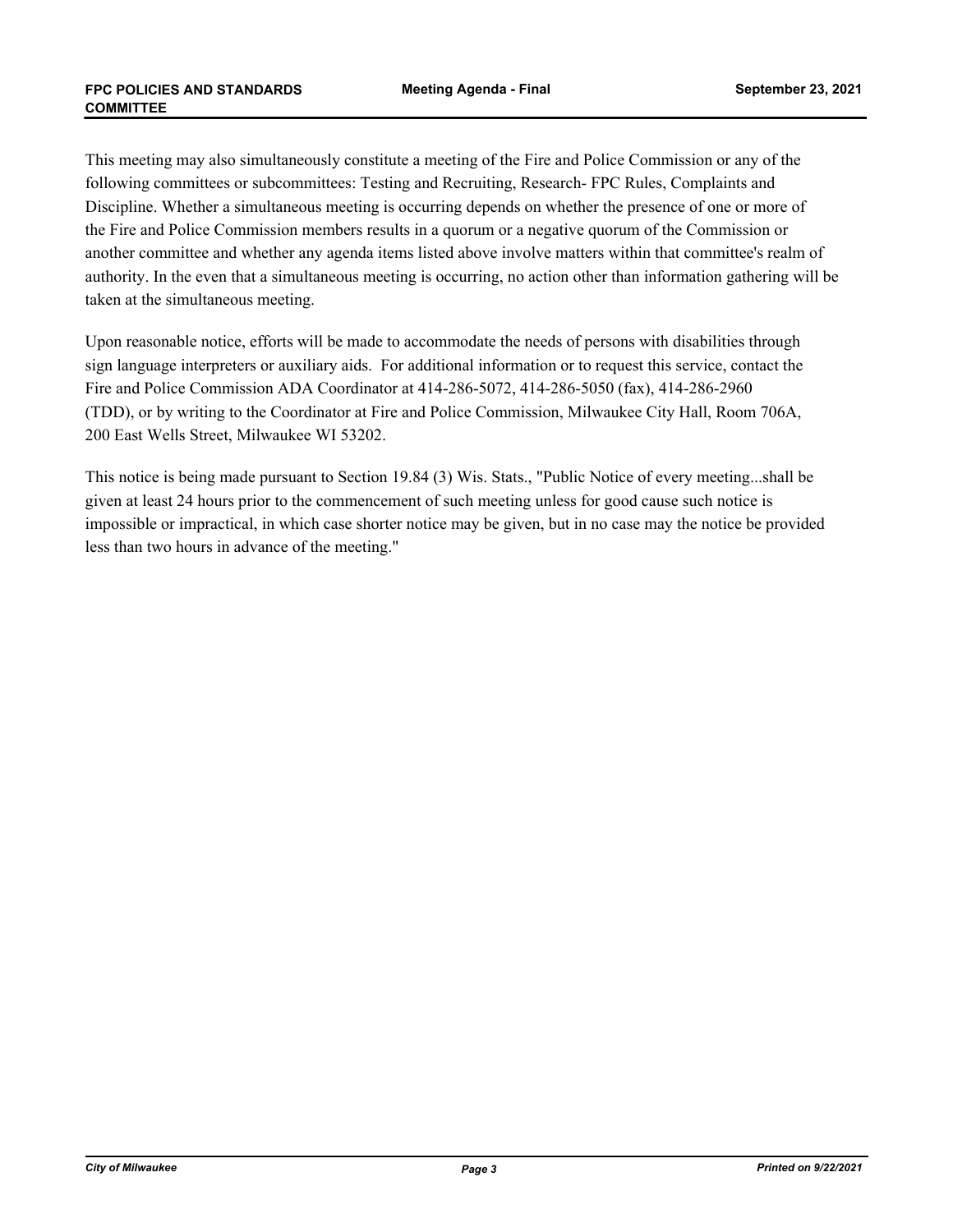This meeting may also simultaneously constitute a meeting of the Fire and Police Commission or any of the following committees or subcommittees: Testing and Recruiting, Research- FPC Rules, Complaints and Discipline. Whether a simultaneous meeting is occurring depends on whether the presence of one or more of the Fire and Police Commission members results in a quorum or a negative quorum of the Commission or another committee and whether any agenda items listed above involve matters within that committee's realm of authority. In the even that a simultaneous meeting is occurring, no action other than information gathering will be taken at the simultaneous meeting.

Upon reasonable notice, efforts will be made to accommodate the needs of persons with disabilities through sign language interpreters or auxiliary aids. For additional information or to request this service, contact the Fire and Police Commission ADA Coordinator at 414-286-5072, 414-286-5050 (fax), 414-286-2960 (TDD), or by writing to the Coordinator at Fire and Police Commission, Milwaukee City Hall, Room 706A, 200 East Wells Street, Milwaukee WI 53202.

This notice is being made pursuant to Section 19.84 (3) Wis. Stats., "Public Notice of every meeting...shall be given at least 24 hours prior to the commencement of such meeting unless for good cause such notice is impossible or impractical, in which case shorter notice may be given, but in no case may the notice be provided less than two hours in advance of the meeting."